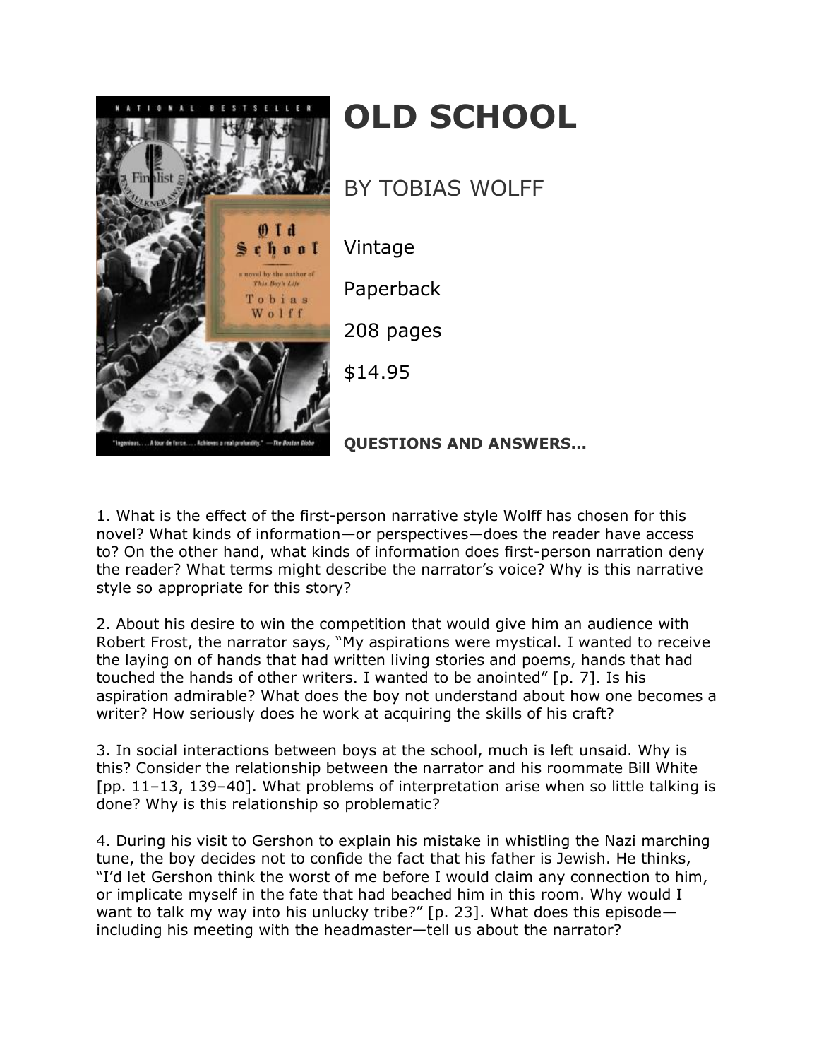# OLD SCHOOL

BY TOBIAS WOLFF

Vintage

Paperback

208 pages

$14.95

**QUESTIONS AND ANSWERS...**

1. What is the effect of the first-person narrative style Wolff has chosen for this novel? What kinds of information—or perspectives—does the reader have access to? On the other hand, what kinds of information does first-person narration deny the reader? What terms might describe the narrator's voice? Why is this narrative style so appropriate for this story?

2. About his desire to win the competition that would give him an audience with Robert Frost, the narrator says, "My aspirations were mystical. I wanted to receive the laying on of hands that had written living stories and poems, hands that had touched the hands of other writers. I wanted to be anointed" [p. 7]. Is his aspiration admirable? What does the boy not understand about how one becomes a writer? How seriously does he work at acquiring the skills of his craft?

3. In social interactions between boys at the school, much is left unsaid. Why is this? Consider the relationship between the narrator and his roommate Bill White [pp. 11–13, 139–40]. What problems of interpretation arise when so little talking is done? Why is this relationship so problematic?

4. During his visit to Gershon to explain his mistake in whistling the Nazi marching tune, the boy decides not to confide the fact that his father is Jewish. He thinks, "I'd let Gershon think the worst of me before I would claim any connection to him, or implicate myself in the fate that had beached him in this room. Why would I want to talk my way into his unlucky tribe?" [p. 23]. What does this episode—including his meeting with the headmaster—tell us about the narrator?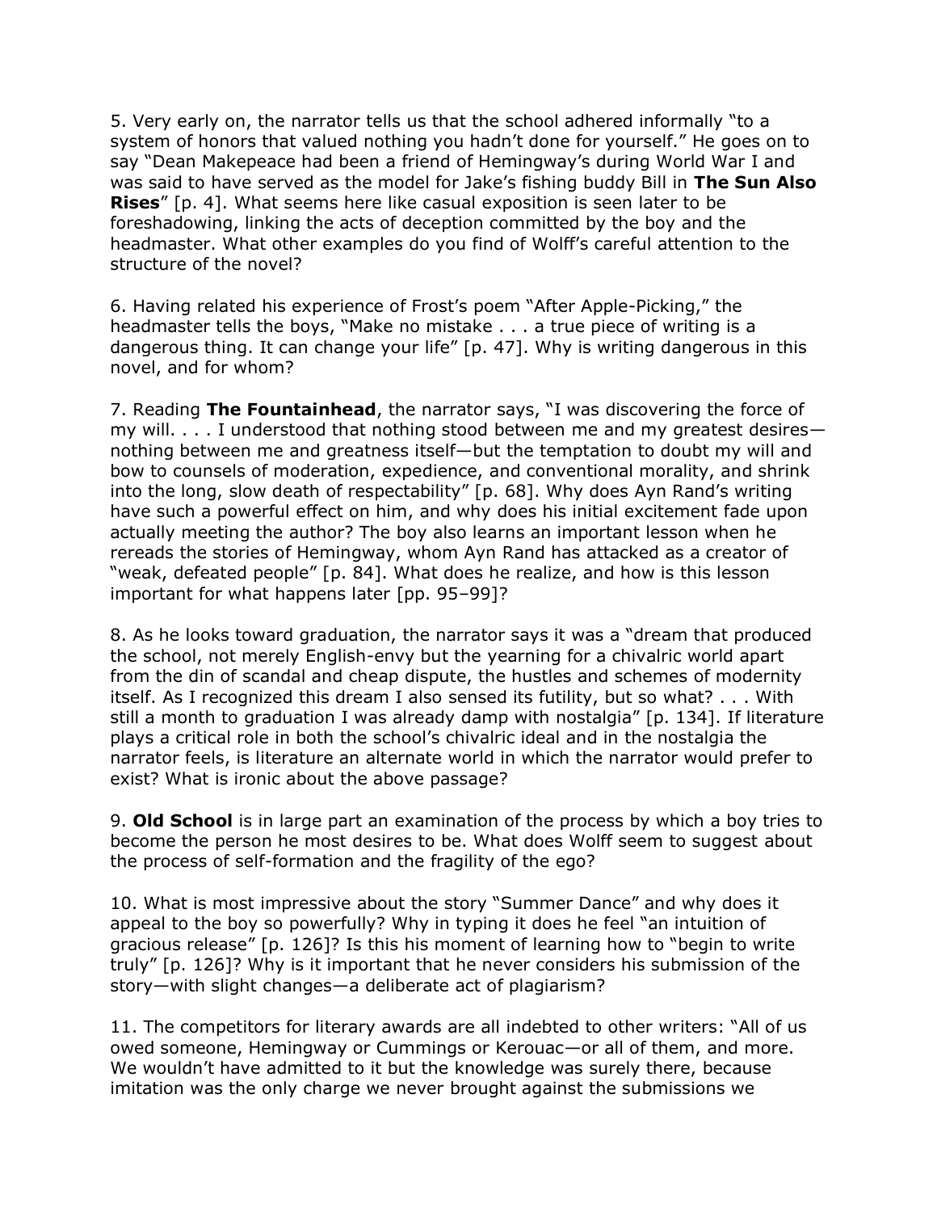5. Very early on, the narrator tells us that the school adhered informally "to a system of honors that valued nothing you hadn't done for yourself." He goes on to say "Dean Makepeace had been a friend of Hemingway's during World War I and was said to have served as the model for Jake's fishing buddy Bill in **The Sun Also Rises**" [p. 4]. What seems here like casual exposition is seen later to be foreshadowing, linking the acts of deception committed by the boy and the headmaster. What other examples do you find of Wolff's careful attention to the structure of the novel?

6. Having related his experience of Frost's poem "After Apple-Picking," the headmaster tells the boys, "Make no mistake . . . a true piece of writing is a dangerous thing. It can change your life" [p. 47]. Why is writing dangerous in this novel, and for whom?

7. Reading **The Fountainhead**, the narrator says, "I was discovering the force of my will. . . . I understood that nothing stood between me and my greatest desires—nothing between me and greatness itself—but the temptation to doubt my will and bow to counsels of moderation, expedience, and conventional morality, and shrink into the long, slow death of respectability" [p. 68]. Why does Ayn Rand's writing have such a powerful effect on him, and why does his initial excitement fade upon actually meeting the author? The boy also learns an important lesson when he rereads the stories of Hemingway, whom Ayn Rand has attacked as a creator of "weak, defeated people" [p. 84]. What does he realize, and how is this lesson important for what happens later [pp. 95–99]?

8. As he looks toward graduation, the narrator says it was a "dream that produced the school, not merely English-envy but the yearning for a chivalric world apart from the din of scandal and cheap dispute, the hustles and schemes of modernity itself. As I recognized this dream I also sensed its futility, but so what? . . . With still a month to graduation I was already damp with nostalgia" [p. 134]. If literature plays a critical role in both the school's chivalric ideal and in the nostalgia the narrator feels, is literature an alternate world in which the narrator would prefer to exist? What is ironic about the above passage?

9. **Old School** is in large part an examination of the process by which a boy tries to become the person he most desires to be. What does Wolff seem to suggest about the process of self-formation and the fragility of the ego?

10. What is most impressive about the story "Summer Dance" and why does it appeal to the boy so powerfully? Why in typing it does he feel "an intuition of gracious release" [p. 126]? Is this his moment of learning how to "begin to write truly" [p. 126]? Why is it important that he never considers his submission of the story—with slight changes—a deliberate act of plagiarism?

11. The competitors for literary awards are all indebted to other writers: "All of us owed someone, Hemingway or Cummings or Kerouac—or all of them, and more. We wouldn't have admitted to it but the knowledge was surely there, because imitation was the only charge we never brought against the submissions we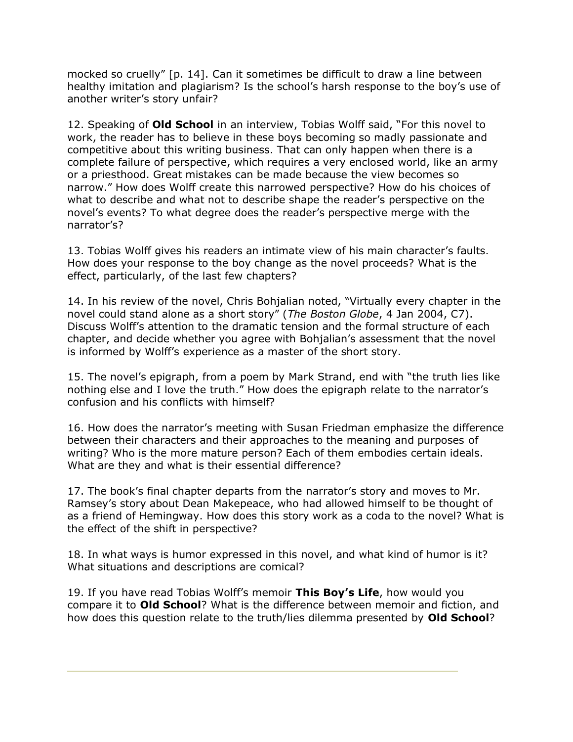mocked so cruelly" [p. 14]. Can it sometimes be difficult to draw a line between healthy imitation and plagiarism? Is the school's harsh response to the boy's use of another writer's story unfair?

12. Speaking of **Old School** in an interview, Tobias Wolff said, "For this novel to work, the reader has to believe in these boys becoming so madly passionate and competitive about this writing business. That can only happen when there is a complete failure of perspective, which requires a very enclosed world, like an army or a priesthood. Great mistakes can be made because the view becomes so narrow." How does Wolff create this narrowed perspective? How do his choices of what to describe and what not to describe shape the reader's perspective on the novel's events? To what degree does the reader's perspective merge with the narrator's?

13. Tobias Wolff gives his readers an intimate view of his main character's faults. How does your response to the boy change as the novel proceeds? What is the effect, particularly, of the last few chapters?

14. In his review of the novel, Chris Bohjalian noted, "Virtually every chapter in the novel could stand alone as a short story" (*The Boston Globe*, 4 Jan 2004, C7). Discuss Wolff's attention to the dramatic tension and the formal structure of each chapter, and decide whether you agree with Bohjalian's assessment that the novel is informed by Wolff's experience as a master of the short story.

15. The novel's epigraph, from a poem by Mark Strand, end with "the truth lies like nothing else and I love the truth." How does the epigraph relate to the narrator's confusion and his conflicts with himself?

16. How does the narrator's meeting with Susan Friedman emphasize the difference between their characters and their approaches to the meaning and purposes of writing? Who is the more mature person? Each of them embodies certain ideals. What are they and what is their essential difference?

17. The book's final chapter departs from the narrator's story and moves to Mr. Ramsey's story about Dean Makepeace, who had allowed himself to be thought of as a friend of Hemingway. How does this story work as a coda to the novel? What is the effect of the shift in perspective?

18. In what ways is humor expressed in this novel, and what kind of humor is it? What situations and descriptions are comical?

19. If you have read Tobias Wolff's memoir **This Boy's Life**, how would you compare it to **Old School**? What is the difference between memoir and fiction, and how does this question relate to the truth/lies dilemma presented by **Old School**?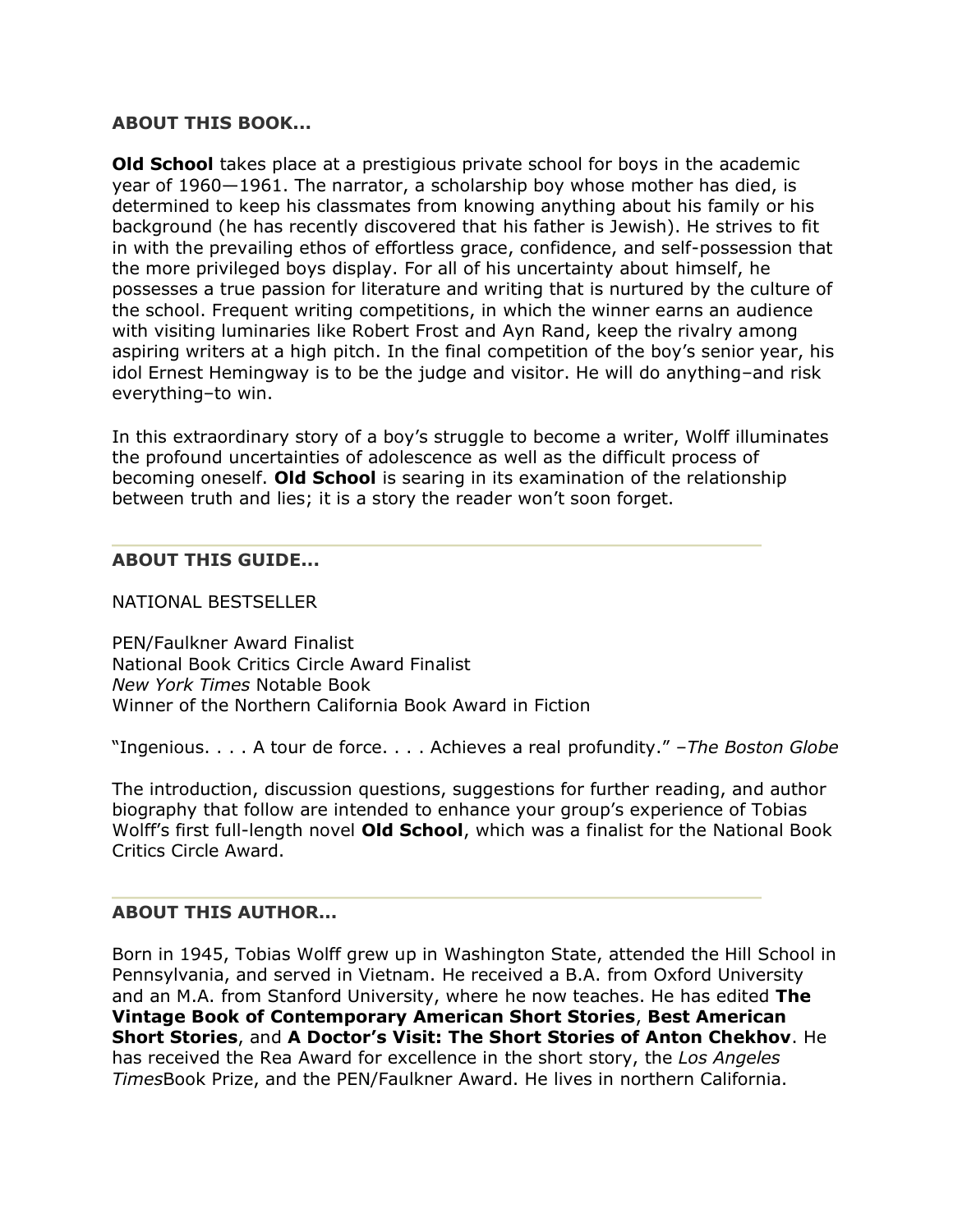## ABOUT THIS BOOK...

**Old School** takes place at a prestigious private school for boys in the academic year of 1960—1961. The narrator, a scholarship boy whose mother has died, is determined to keep his classmates from knowing anything about his family or his background (he has recently discovered that his father is Jewish). He strives to fit in with the prevailing ethos of effortless grace, confidence, and self-possession that the more privileged boys display. For all of his uncertainty about himself, he possesses a true passion for literature and writing that is nurtured by the culture of the school. Frequent writing competitions, in which the winner earns an audience with visiting luminaries like Robert Frost and Ayn Rand, keep the rivalry among aspiring writers at a high pitch. In the final competition of the boy's senior year, his idol Ernest Hemingway is to be the judge and visitor. He will do anything–and risk everything–to win.

In this extraordinary story of a boy's struggle to become a writer, Wolff illuminates the profound uncertainties of adolescence as well as the difficult process of becoming oneself. **Old School** is searing in its examination of the relationship between truth and lies; it is a story the reader won't soon forget.

---

## ABOUT THIS GUIDE...

NATIONAL BESTSELLER

PEN/Faulkner Award Finalist
National Book Critics Circle Award Finalist
*New York Times* Notable Book
Winner of the Northern California Book Award in Fiction

"Ingenious. . . . A tour de force. . . . Achieves a real profundity." –*The Boston Globe*

The introduction, discussion questions, suggestions for further reading, and author biography that follow are intended to enhance your group's experience of Tobias Wolff's first full-length novel **Old School**, which was a finalist for the National Book Critics Circle Award.

---

## ABOUT THIS AUTHOR...

Born in 1945, Tobias Wolff grew up in Washington State, attended the Hill School in Pennsylvania, and served in Vietnam. He received a B.A. from Oxford University and an M.A. from Stanford University, where he now teaches. He has edited **The Vintage Book of Contemporary American Short Stories**, **Best American Short Stories**, and **A Doctor's Visit: The Short Stories of Anton Chekhov**. He has received the Rea Award for excellence in the short story, the *Los Angeles Times*Book Prize, and the PEN/Faulkner Award. He lives in northern California.